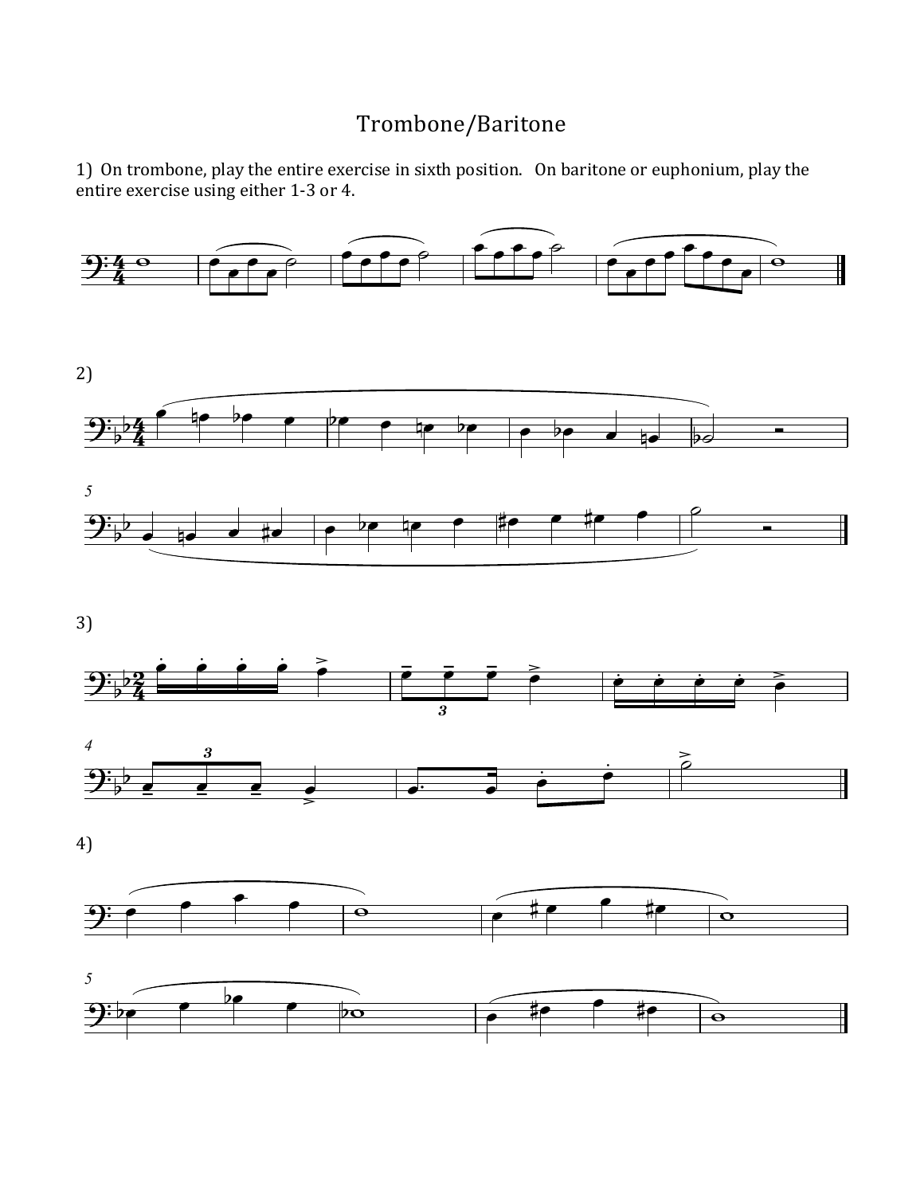# Trombone/Baritone

1) On trombone, play the entire exercise in sixth position. On baritone or euphonium, play the entire exercise using either 1-3 or 4.

2)

3)

4)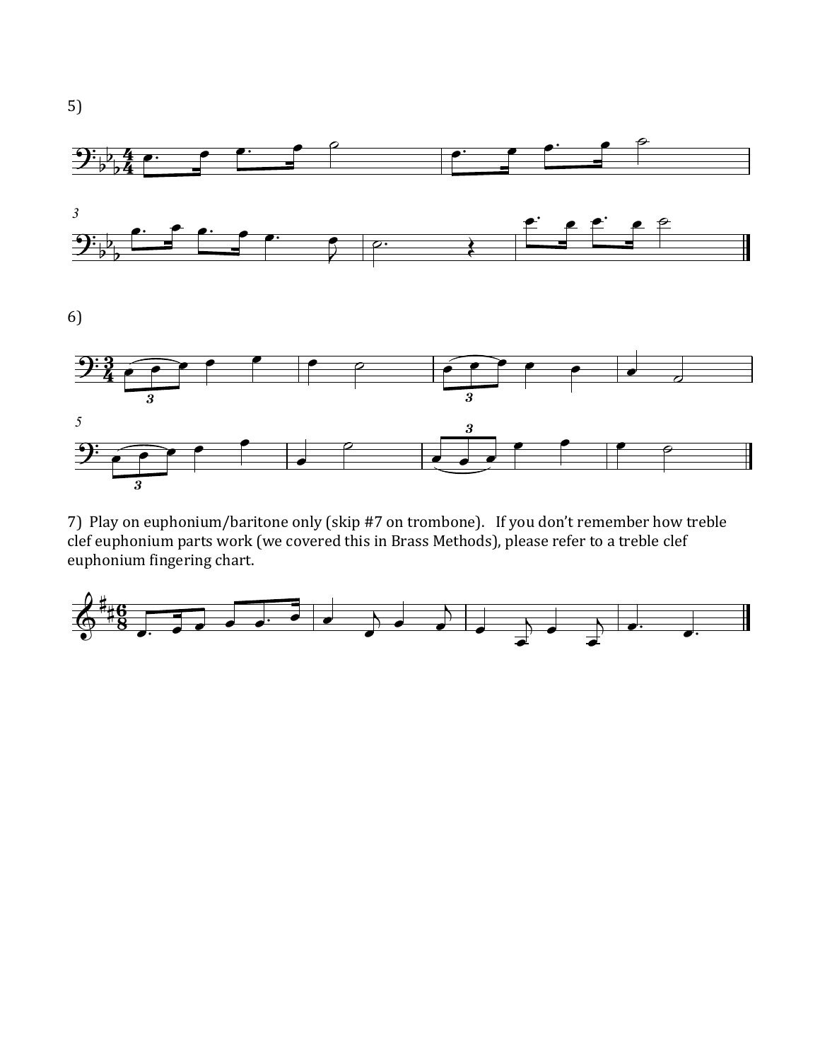5)

6)

7) Play on euphonium/baritone only (skip #7 on trombone). If you don't remember how treble clef euphonium parts work (we covered this in Brass Methods), please refer to a treble clef euphonium fingering chart.